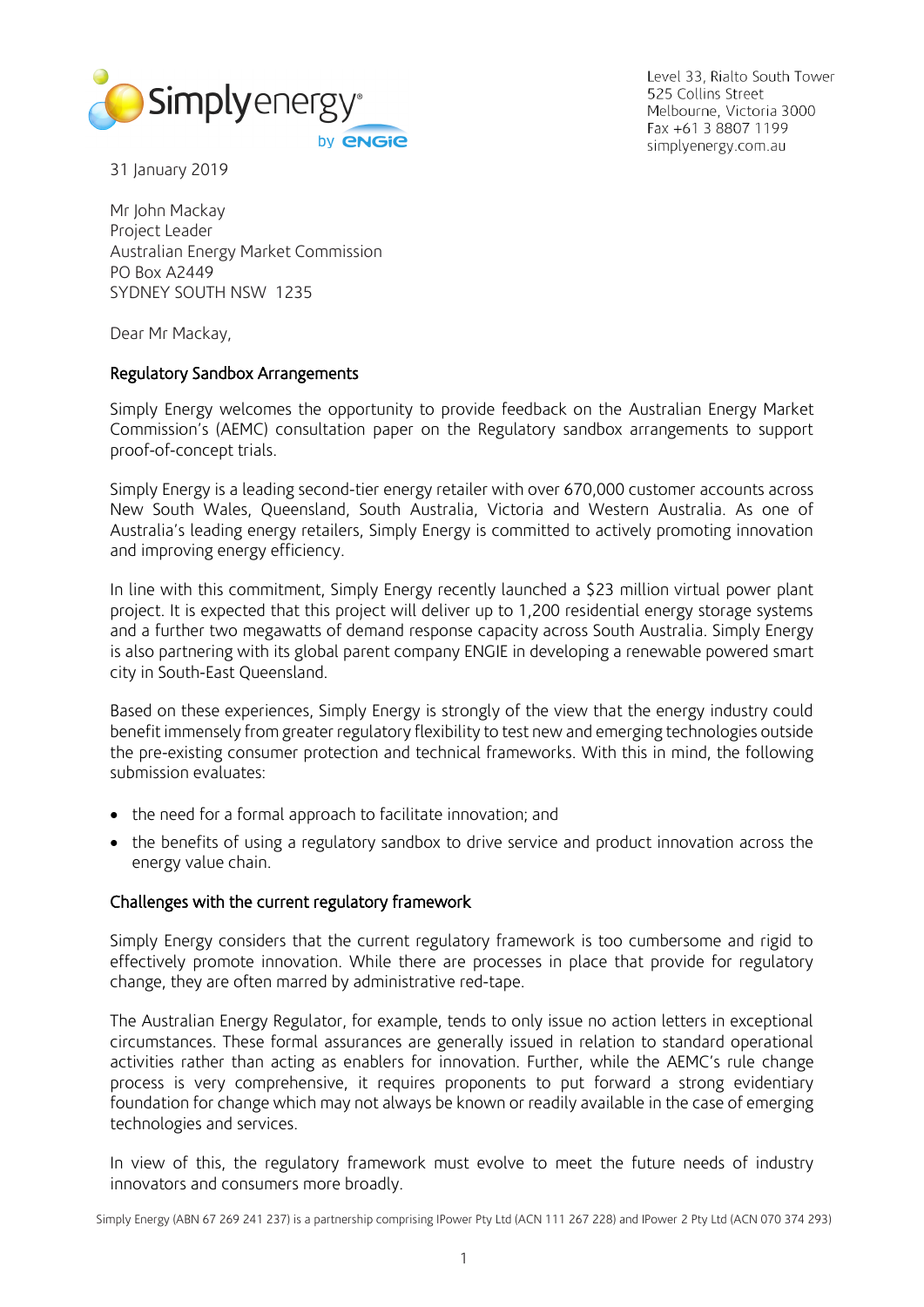Level 33, Rialto South Tower
525 Collins Street
Melbourne, Victoria 3000
Fax +61 3 8807 1199
simplyenergy.com.au

31 January 2019

Mr John Mackay
Project Leader
Australian Energy Market Commission
PO Box A2449
SYDNEY SOUTH NSW 1235

Dear Mr Mackay,

## Regulatory Sandbox Arrangements

Simply Energy welcomes the opportunity to provide feedback on the Australian Energy Market Commission's (AEMC) consultation paper on the Regulatory sandbox arrangements to support proof-of-concept trials.

Simply Energy is a leading second-tier energy retailer with over 670,000 customer accounts across New South Wales, Queensland, South Australia, Victoria and Western Australia. As one of Australia's leading energy retailers, Simply Energy is committed to actively promoting innovation and improving energy efficiency.

In line with this commitment, Simply Energy recently launched a $23 million virtual power plant project. It is expected that this project will deliver up to 1,200 residential energy storage systems and a further two megawatts of demand response capacity across South Australia. Simply Energy is also partnering with its global parent company ENGIE in developing a renewable powered smart city in South-East Queensland.

Based on these experiences, Simply Energy is strongly of the view that the energy industry could benefit immensely from greater regulatory flexibility to test new and emerging technologies outside the pre-existing consumer protection and technical frameworks. With this in mind, the following submission evaluates:

- the need for a formal approach to facilitate innovation; and
- the benefits of using a regulatory sandbox to drive service and product innovation across the energy value chain.

## Challenges with the current regulatory framework

Simply Energy considers that the current regulatory framework is too cumbersome and rigid to effectively promote innovation. While there are processes in place that provide for regulatory change, they are often marred by administrative red-tape.

The Australian Energy Regulator, for example, tends to only issue no action letters in exceptional circumstances. These formal assurances are generally issued in relation to standard operational activities rather than acting as enablers for innovation. Further, while the AEMC's rule change process is very comprehensive, it requires proponents to put forward a strong evidentiary foundation for change which may not always be known or readily available in the case of emerging technologies and services.

In view of this, the regulatory framework must evolve to meet the future needs of industry innovators and consumers more broadly.

Simply Energy (ABN 67 269 241 237) is a partnership comprising IPower Pty Ltd (ACN 111 267 228) and IPower 2 Pty Ltd (ACN 070 374 293)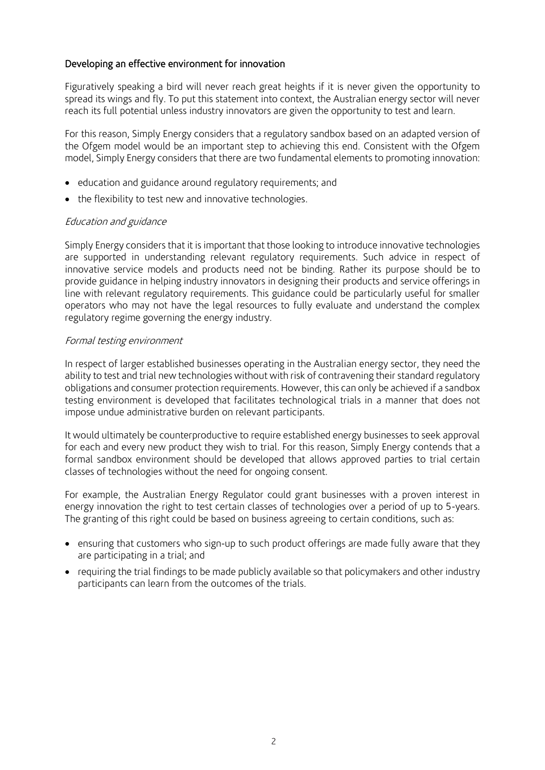## Developing an effective environment for innovation

Figuratively speaking a bird will never reach great heights if it is never given the opportunity to spread its wings and fly. To put this statement into context, the Australian energy sector will never reach its full potential unless industry innovators are given the opportunity to test and learn.

For this reason, Simply Energy considers that a regulatory sandbox based on an adapted version of the Ofgem model would be an important step to achieving this end. Consistent with the Ofgem model, Simply Energy considers that there are two fundamental elements to promoting innovation:

- education and guidance around regulatory requirements; and
- the flexibility to test new and innovative technologies.

### *Education and guidance*

Simply Energy considers that it is important that those looking to introduce innovative technologies are supported in understanding relevant regulatory requirements. Such advice in respect of innovative service models and products need not be binding. Rather its purpose should be to provide guidance in helping industry innovators in designing their products and service offerings in line with relevant regulatory requirements. This guidance could be particularly useful for smaller operators who may not have the legal resources to fully evaluate and understand the complex regulatory regime governing the energy industry.

### *Formal testing environment*

In respect of larger established businesses operating in the Australian energy sector, they need the ability to test and trial new technologies without with risk of contravening their standard regulatory obligations and consumer protection requirements. However, this can only be achieved if a sandbox testing environment is developed that facilitates technological trials in a manner that does not impose undue administrative burden on relevant participants.

It would ultimately be counterproductive to require established energy businesses to seek approval for each and every new product they wish to trial. For this reason, Simply Energy contends that a formal sandbox environment should be developed that allows approved parties to trial certain classes of technologies without the need for ongoing consent.

For example, the Australian Energy Regulator could grant businesses with a proven interest in energy innovation the right to test certain classes of technologies over a period of up to 5-years. The granting of this right could be based on business agreeing to certain conditions, such as:

- ensuring that customers who sign-up to such product offerings are made fully aware that they are participating in a trial; and
- requiring the trial findings to be made publicly available so that policymakers and other industry participants can learn from the outcomes of the trials.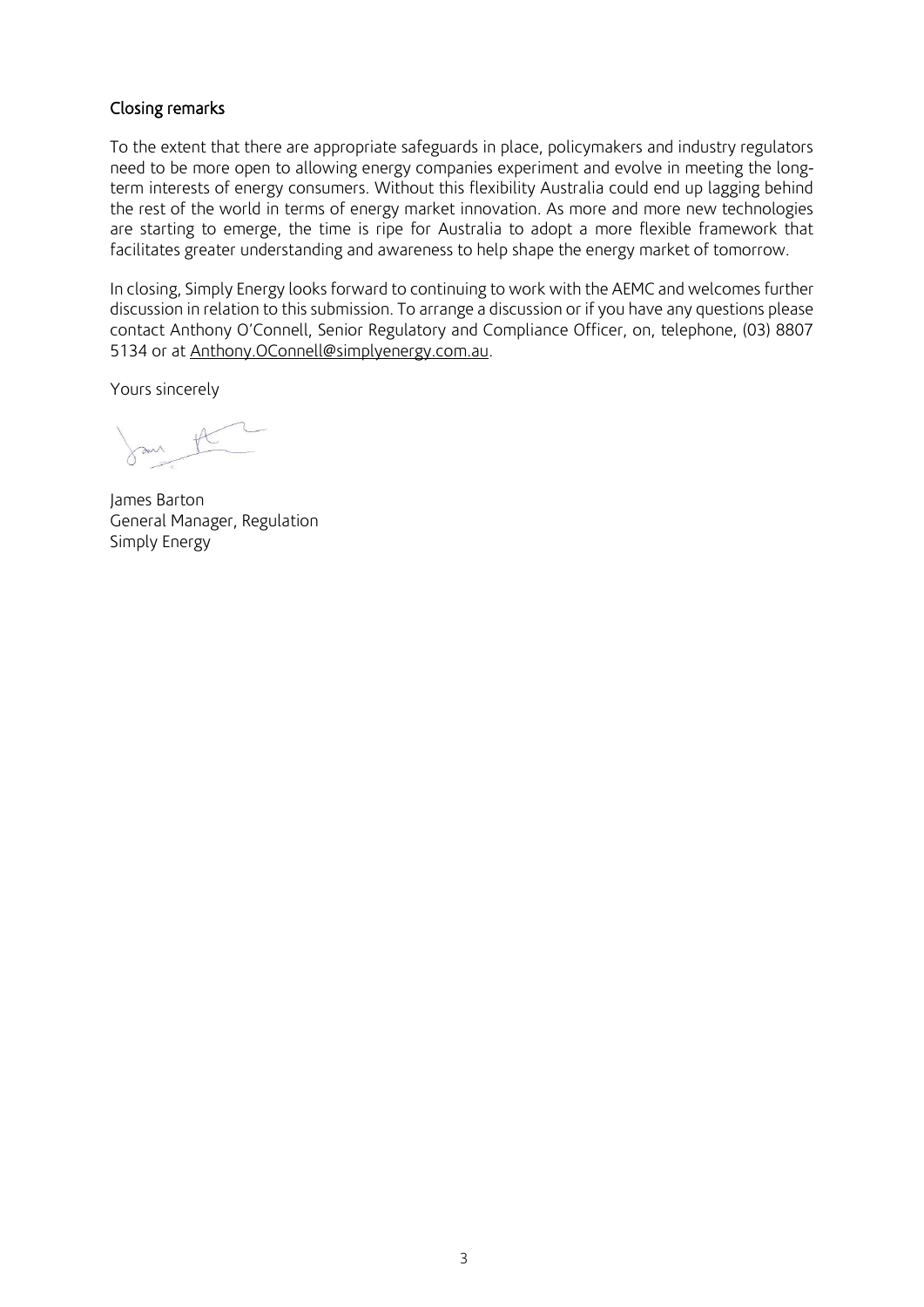## Closing remarks

To the extent that there are appropriate safeguards in place, policymakers and industry regulators need to be more open to allowing energy companies experiment and evolve in meeting the long-term interests of energy consumers. Without this flexibility Australia could end up lagging behind the rest of the world in terms of energy market innovation. As more and more new technologies are starting to emerge, the time is ripe for Australia to adopt a more flexible framework that facilitates greater understanding and awareness to help shape the energy market of tomorrow.

In closing, Simply Energy looks forward to continuing to work with the AEMC and welcomes further discussion in relation to this submission. To arrange a discussion or if you have any questions please contact Anthony O'Connell, Senior Regulatory and Compliance Officer, on, telephone, (03) 8807 5134 or at Anthony.OConnell@simplyenergy.com.au.

Yours sincerely

James Barton
General Manager, Regulation
Simply Energy